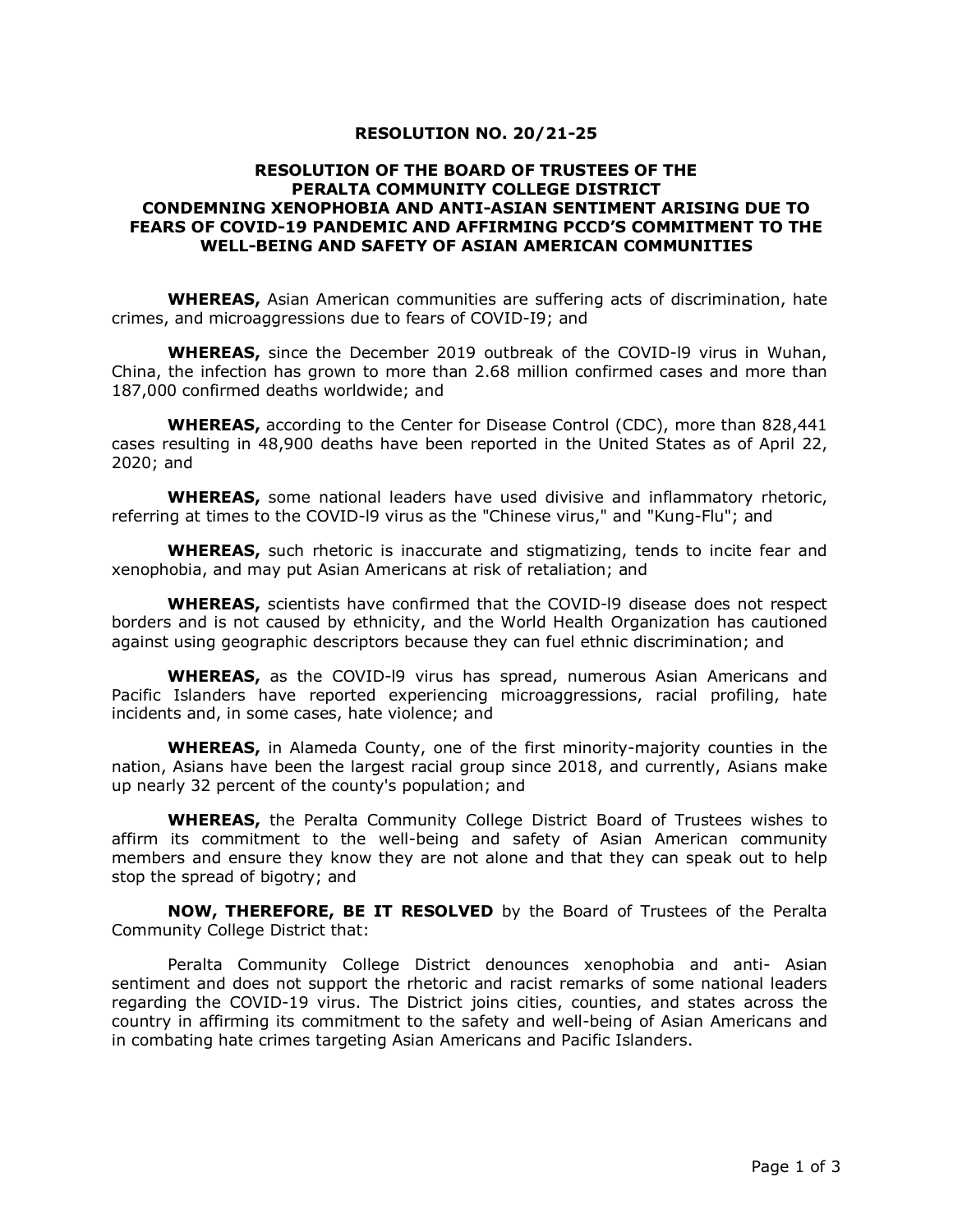**RESOLUTION NO. 20/21-25**

**RESOLUTION OF THE BOARD OF TRUSTEES OF THE PERALTA COMMUNITY COLLEGE DISTRICT CONDEMNING XENOPHOBIA AND ANTI-ASIAN SENTIMENT ARISING DUE TO FEARS OF COVID-19 PANDEMIC AND AFFIRMING PCCD'S COMMITMENT TO THE WELL-BEING AND SAFETY OF ASIAN AMERICAN COMMUNITIES**

**WHEREAS,** Asian American communities are suffering acts of discrimination, hate crimes, and microaggressions due to fears of COVID-I9; and

**WHEREAS,** since the December 2019 outbreak of the COVID-l9 virus in Wuhan, China, the infection has grown to more than 2.68 million confirmed cases and more than 187,000 confirmed deaths worldwide; and

**WHEREAS,** according to the Center for Disease Control (CDC), more than 828,441 cases resulting in 48,900 deaths have been reported in the United States as of April 22, 2020; and

**WHEREAS,** some national leaders have used divisive and inflammatory rhetoric, referring at times to the COVID-l9 virus as the "Chinese virus," and "Kung-Flu"; and

**WHEREAS,** such rhetoric is inaccurate and stigmatizing, tends to incite fear and xenophobia, and may put Asian Americans at risk of retaliation; and

**WHEREAS,** scientists have confirmed that the COVID-l9 disease does not respect borders and is not caused by ethnicity, and the World Health Organization has cautioned against using geographic descriptors because they can fuel ethnic discrimination; and

**WHEREAS,** as the COVID-l9 virus has spread, numerous Asian Americans and Pacific Islanders have reported experiencing microaggressions, racial profiling, hate incidents and, in some cases, hate violence; and

**WHEREAS,** in Alameda County, one of the first minority-majority counties in the nation, Asians have been the largest racial group since 2018, and currently, Asians make up nearly 32 percent of the county's population; and

**WHEREAS,** the Peralta Community College District Board of Trustees wishes to affirm its commitment to the well-being and safety of Asian American community members and ensure they know they are not alone and that they can speak out to help stop the spread of bigotry; and

**NOW, THEREFORE, BE IT RESOLVED** by the Board of Trustees of the Peralta Community College District that:

Peralta Community College District denounces xenophobia and anti- Asian sentiment and does not support the rhetoric and racist remarks of some national leaders regarding the COVID-19 virus. The District joins cities, counties, and states across the country in affirming its commitment to the safety and well-being of Asian Americans and in combating hate crimes targeting Asian Americans and Pacific Islanders.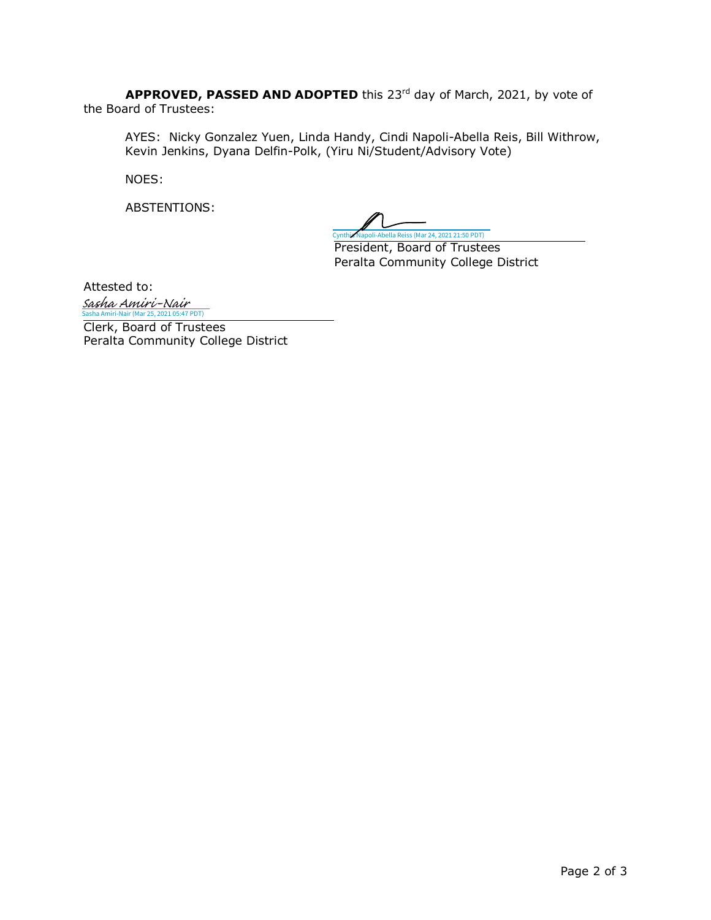**APPROVED, PASSED AND ADOPTED** this 23rd day of March, 2021, by vote of the Board of Trustees:

AYES: Nicky Gonzalez Yuen, Linda Handy, Cindi Napoli-Abella Reis, Bill Withrow, Kevin Jenkins, Dyana Delfin-Polk, (Yiru Ni/Student/Advisory Vote)

NOES:

ABSTENTIONS:

Cynthia Napoli-Abella Reiss (Mar 24, 2021 21:50 PDT)

President, Board of Trustees
Peralta Community College District

Attested to:

Sasha Amiri-Nair
Sasha Amiri-Nair (Mar 25, 2021 05:47 PDT)

Clerk, Board of Trustees
Peralta Community College District